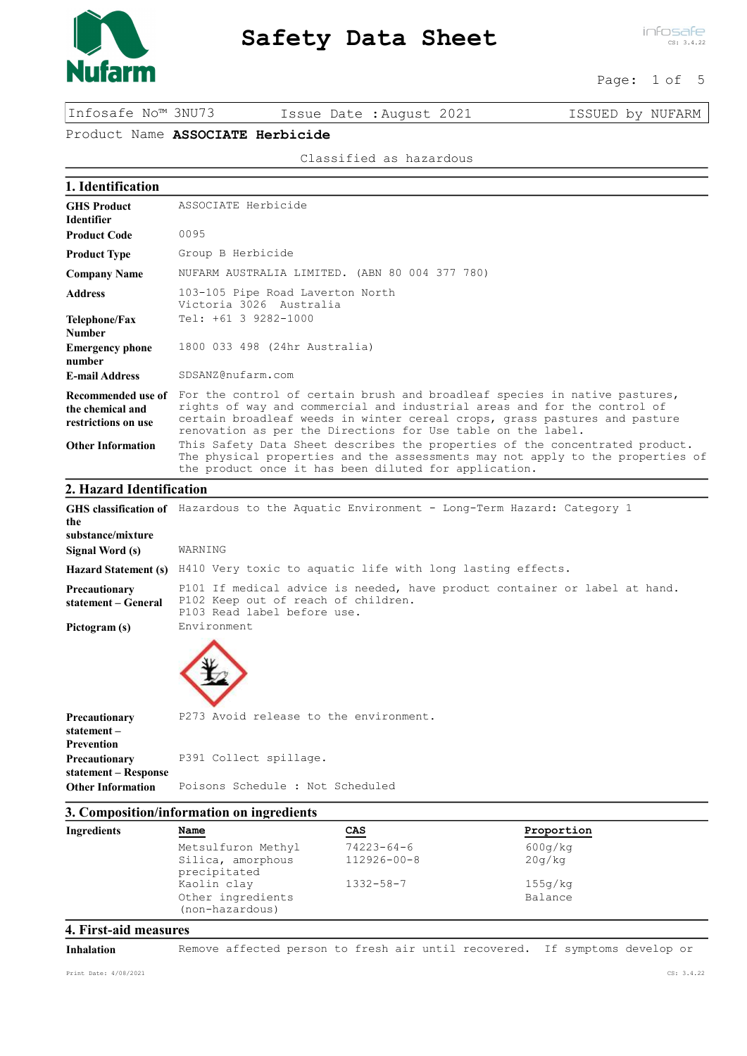# Safety Data Sheet

| Infosafe No™ 3NU73 | Issue Date :August 2021 | ISSUED by NUFARM |
|---|---|---|

Product Name **ASSOCIATE Herbicide**

Classified as hazardous

## 1. Identification

| | |
|---|---|
| **GHS Product Identifier** | ASSOCIATE Herbicide |
| **Product Code** | 0095 |
| **Product Type** | Group B Herbicide |
| **Company Name** | NUFARM AUSTRALIA LIMITED. (ABN 80 004 377 780) |
| **Address** | 103-105 Pipe Road Laverton North Victoria 3026 Australia |
| **Telephone/Fax Number** | Tel: +61 3 9282-1000 |
| **Emergency phone number** | 1800 033 498 (24hr Australia) |
| **E-mail Address** | SDSANZ@nufarm.com |
| **Recommended use of the chemical and restrictions on use** | For the control of certain brush and broadleaf species in native pastures, rights of way and commercial and industrial areas and for the control of certain broadleaf weeds in winter cereal crops, grass pastures and pasture renovation as per the Directions for Use table on the label. |
| **Other Information** | This Safety Data Sheet describes the properties of the concentrated product. The physical properties and the assessments may not apply to the properties of the product once it has been diluted for application. |

## 2. Hazard Identification

| | |
|---|---|
| **GHS classification of the substance/mixture** | Hazardous to the Aquatic Environment - Long-Term Hazard: Category 1 |
| **Signal Word (s)** | WARNING |
| **Hazard Statement (s)** | H410 Very toxic to aquatic life with long lasting effects. |
| **Precautionary statement – General** | P101 If medical advice is needed, have product container or label at hand.<br>P102 Keep out of reach of children.<br>P103 Read label before use. |
| **Pictogram (s)** | Environment |
| **Precautionary statement – Prevention** | P273 Avoid release to the environment. |
| **Precautionary statement – Response** | P391 Collect spillage. |
| **Other Information** | Poisons Schedule : Not Scheduled |

## 3. Composition/information on ingredients

**Ingredients**

| Name | CAS | Proportion |
|---|---|---|
| Metsulfuron Methyl | 74223-64-6 | 600g/kg |
| Silica, amorphous precipitated | 112926-00-8 | 20g/kg |
| Kaolin clay | 1332-58-7 | 155g/kg |
| Other ingredients (non-hazardous) | | Balance |

## 4. First-aid measures

**Inhalation** Remove affected person to fresh air until recovered. If symptoms develop or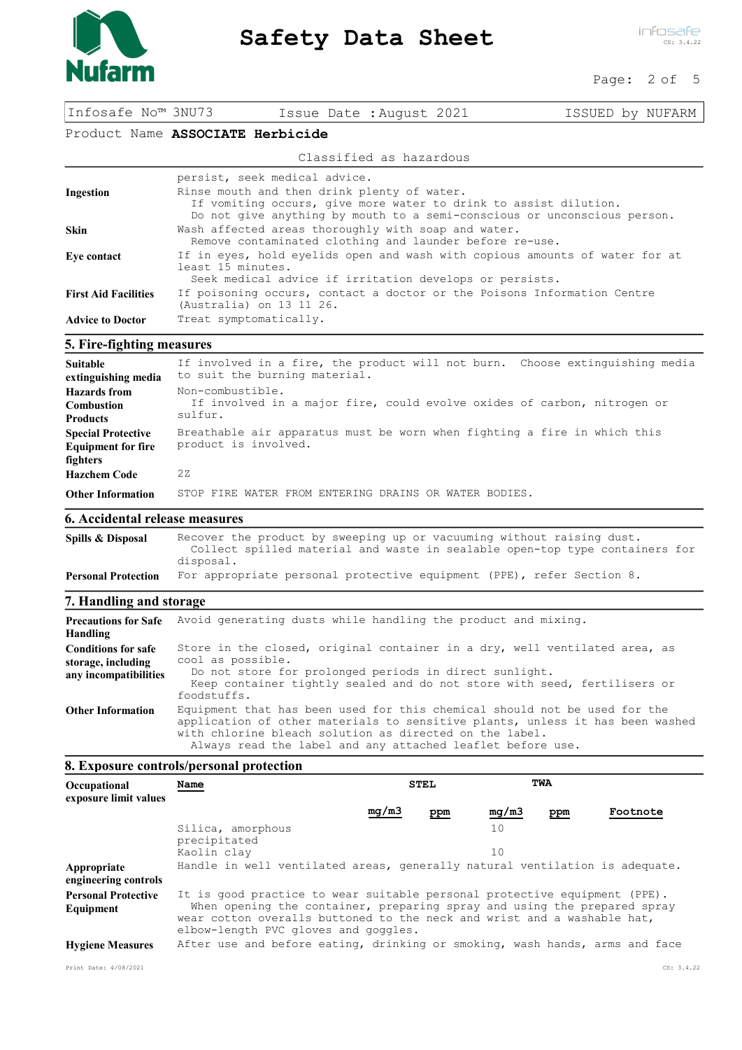Infosafe No™ 3NU73 | Issue Date : August 2021 | ISSUED by NUFARM

Product Name **ASSOCIATE Herbicide**

Classified as hazardous

| | |
|---|---|
| | persist, seek medical advice. |
| **Ingestion** | Rinse mouth and then drink plenty of water. If vomiting occurs, give more water to drink to assist dilution. Do not give anything by mouth to a semi-conscious or unconscious person. |
| **Skin** | Wash affected areas thoroughly with soap and water. Remove contaminated clothing and launder before re-use. |
| **Eye contact** | If in eyes, hold eyelids open and wash with copious amounts of water for at least 15 minutes. Seek medical advice if irritation develops or persists. |
| **First Aid Facilities** | If poisoning occurs, contact a doctor or the Poisons Information Centre (Australia) on 13 11 26. |
| **Advice to Doctor** | Treat symptomatically. |

## 5. Fire-fighting measures

| | |
|---|---|
| **Suitable extinguishing media** | If involved in a fire, the product will not burn. Choose extinguishing media to suit the burning material. |
| **Hazards from Combustion Products** | Non-combustible. If involved in a major fire, could evolve oxides of carbon, nitrogen or sulfur. |
| **Special Protective Equipment for fire fighters** | Breathable air apparatus must be worn when fighting a fire in which this product is involved. |
| **Hazchem Code** | 2Z |
| **Other Information** | STOP FIRE WATER FROM ENTERING DRAINS OR WATER BODIES. |

## 6. Accidental release measures

| | |
|---|---|
| **Spills & Disposal** | Recover the product by sweeping up or vacuuming without raising dust. Collect spilled material and waste in sealable open-top type containers for disposal. |
| **Personal Protection** | For appropriate personal protective equipment (PPE), refer Section 8. |

## 7. Handling and storage

| | |
|---|---|
| **Precautions for Safe Handling** | Avoid generating dusts while handling the product and mixing. |
| **Conditions for safe storage, including any incompatibilities** | Store in the closed, original container in a dry, well ventilated area, as cool as possible. Do not store for prolonged periods in direct sunlight. Keep container tightly sealed and do not store with seed, fertilisers or foodstuffs. |
| **Other Information** | Equipment that has been used for this chemical should not be used for the application of other materials to sensitive plants, unless it has been washed with chlorine bleach solution as directed on the label. Always read the label and any attached leaflet before use. |

## 8. Exposure controls/personal protection

**Occupational exposure limit values**

| Name | STEL | | TWA | | Footnote |
|---|---|---|---|---|---|
| | mg/m3 | ppm | mg/m3 | ppm | |
| Silica, amorphous precipitated | | | 10 | | |
| Kaolin clay | | | 10 | | |

| | |
|---|---|
| **Appropriate engineering controls** | Handle in well ventilated areas, generally natural ventilation is adequate. |
| **Personal Protective Equipment** | It is good practice to wear suitable personal protective equipment (PPE). When opening the container, preparing spray and using the prepared spray wear cotton overalls buttoned to the neck and wrist and a washable hat, elbow-length PVC gloves and goggles. |
| **Hygiene Measures** | After use and before eating, drinking or smoking, wash hands, arms and face |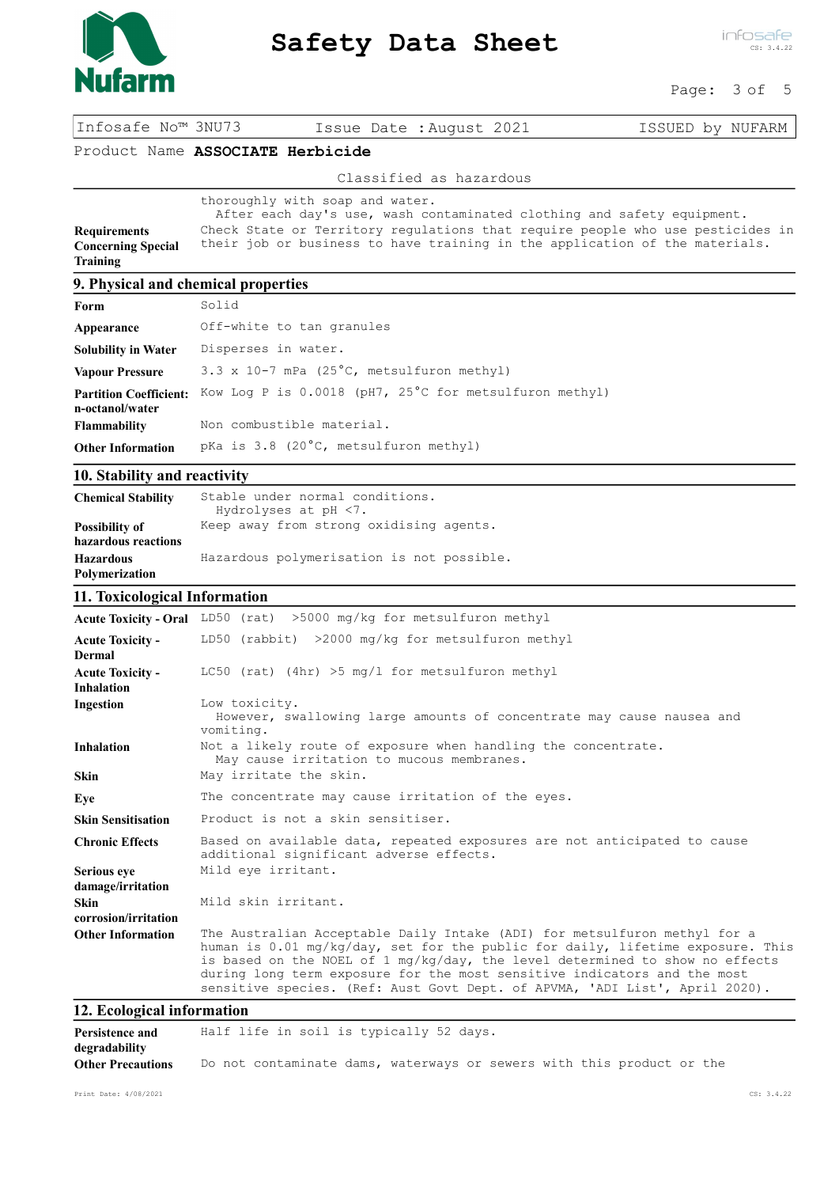thoroughly with soap and water.
After each day's use, wash contaminated clothing and safety equipment.

| | |
|---|---|
| **Requirements Concerning Special Training** | Check State or Territory regulations that require people who use pesticides in their job or business to have training in the application of the materials. |

## 9. Physical and chemical properties

| | |
|---|---|
| **Form** | Solid |
| **Appearance** | Off-white to tan granules |
| **Solubility in Water** | Disperses in water. |
| **Vapour Pressure** | 3.3 x 10-7 mPa (25°C, metsulfuron methyl) |
| **Partition Coefficient: n-octanol/water** | Kow Log P is 0.0018 (pH7, 25°C for metsulfuron methyl) |
| **Flammability** | Non combustible material. |
| **Other Information** | pKa is 3.8 (20°C, metsulfuron methyl) |

## 10. Stability and reactivity

| | |
|---|---|
| **Chemical Stability** | Stable under normal conditions. Hydrolyses at pH <7. |
| **Possibility of hazardous reactions** | Keep away from strong oxidising agents. |
| **Hazardous Polymerization** | Hazardous polymerisation is not possible. |

## 11. Toxicological Information

| | |
|---|---|
| **Acute Toxicity - Oral** | LD50 (rat) >5000 mg/kg for metsulfuron methyl |
| **Acute Toxicity - Dermal** | LD50 (rabbit) >2000 mg/kg for metsulfuron methyl |
| **Acute Toxicity - Inhalation** | LC50 (rat) (4hr) >5 mg/l for metsulfuron methyl |
| **Ingestion** | Low toxicity. However, swallowing large amounts of concentrate may cause nausea and vomiting. |
| **Inhalation** | Not a likely route of exposure when handling the concentrate. May cause irritation to mucous membranes. |
| **Skin** | May irritate the skin. |
| **Eye** | The concentrate may cause irritation of the eyes. |
| **Skin Sensitisation** | Product is not a skin sensitiser. |
| **Chronic Effects** | Based on available data, repeated exposures are not anticipated to cause additional significant adverse effects. |
| **Serious eye damage/irritation** | Mild eye irritant. |
| **Skin corrosion/irritation** | Mild skin irritant. |
| **Other Information** | The Australian Acceptable Daily Intake (ADI) for metsulfuron methyl for a human is 0.01 mg/kg/day, set for the public for daily, lifetime exposure. This is based on the NOEL of 1 mg/kg/day, the level determined to show no effects during long term exposure for the most sensitive indicators and the most sensitive species. (Ref: Aust Govt Dept. of APVMA, 'ADI List', April 2020). |

## 12. Ecological information

| | |
|---|---|
| **Persistence and degradability** | Half life in soil is typically 52 days. |
| **Other Precautions** | Do not contaminate dams, waterways or sewers with this product or the |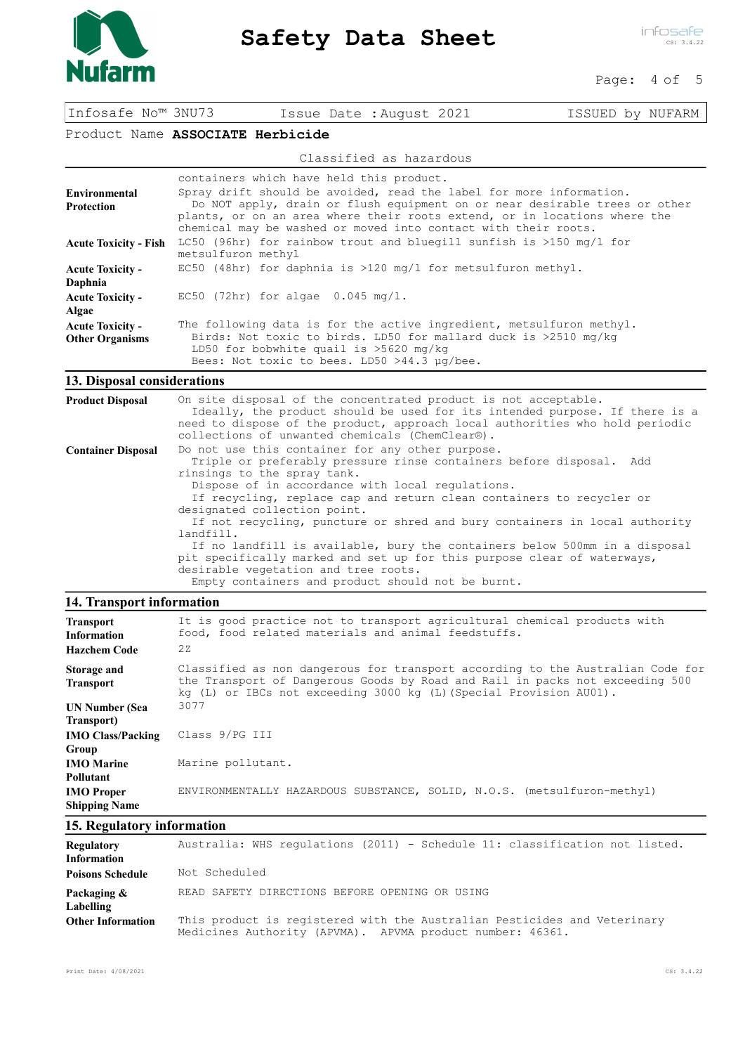Classified as hazardous

| | |
|---|---|
| | containers which have held this product. |
| **Environmental Protection** | Spray drift should be avoided, read the label for more information. Do NOT apply, drain or flush equipment on or near desirable trees or other plants, or on an area where their roots extend, or in locations where the chemical may be washed or moved into contact with their roots. |
| **Acute Toxicity - Fish** | LC50 (96hr) for rainbow trout and bluegill sunfish is >150 mg/l for metsulfuron methyl |
| **Acute Toxicity - Daphnia** | EC50 (48hr) for daphnia is >120 mg/l for metsulfuron methyl. |
| **Acute Toxicity - Algae** | EC50 (72hr) for algae 0.045 mg/l. |
| **Acute Toxicity - Other Organisms** | The following data is for the active ingredient, metsulfuron methyl. Birds: Not toxic to birds. LD50 for mallard duck is >2510 mg/kg LD50 for bobwhite quail is >5620 mg/kg Bees: Not toxic to bees. LD50 >44.3 µg/bee. |

## 13. Disposal considerations

| | |
|---|---|
| **Product Disposal** | On site disposal of the concentrated product is not acceptable. Ideally, the product should be used for its intended purpose. If there is a need to dispose of the product, approach local authorities who hold periodic collections of unwanted chemicals (ChemClear®). |
| **Container Disposal** | Do not use this container for any other purpose. Triple or preferably pressure rinse containers before disposal. Add rinsings to the spray tank. Dispose of in accordance with local regulations. If recycling, replace cap and return clean containers to recycler or designated collection point. If not recycling, puncture or shred and bury containers in local authority landfill. If no landfill is available, bury the containers below 500mm in a disposal pit specifically marked and set up for this purpose clear of waterways, desirable vegetation and tree roots. Empty containers and product should not be burnt. |

## 14. Transport information

| | |
|---|---|
| **Transport Information** | It is good practice not to transport agricultural chemical products with food, food related materials and animal feedstuffs. |
| **Hazchem Code** | 2Z |
| **Storage and Transport** | Classified as non dangerous for transport according to the Australian Code for the Transport of Dangerous Goods by Road and Rail in packs not exceeding 500 kg (L) or IBCs not exceeding 3000 kg (L)(Special Provision AU01). |
| **UN Number (Sea Transport)** | 3077 |
| **IMO Class/Packing Group** | Class 9/PG III |
| **IMO Marine Pollutant** | Marine pollutant. |
| **IMO Proper Shipping Name** | ENVIRONMENTALLY HAZARDOUS SUBSTANCE, SOLID, N.O.S. (metsulfuron-methyl) |

## 15. Regulatory information

| | |
|---|---|
| **Regulatory Information** | Australia: WHS regulations (2011) - Schedule 11: classification not listed. |
| **Poisons Schedule** | Not Scheduled |
| **Packaging & Labelling** | READ SAFETY DIRECTIONS BEFORE OPENING OR USING |
| **Other Information** | This product is registered with the Australian Pesticides and Veterinary Medicines Authority (APVMA). APVMA product number: 46361. |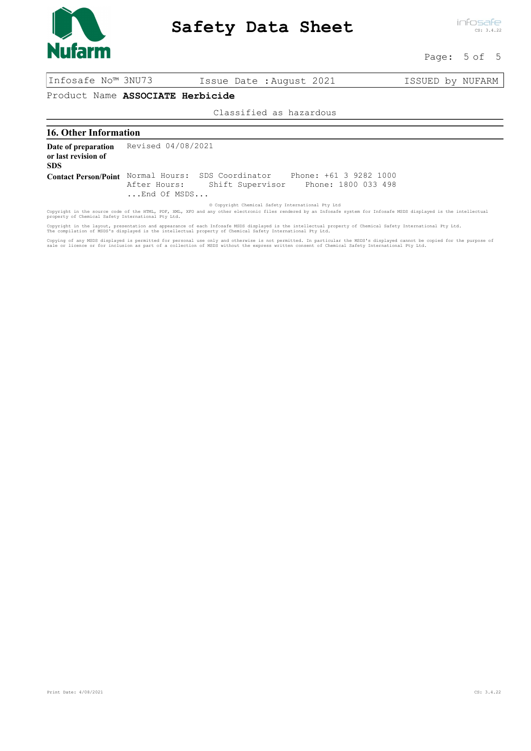Classified as hazardous

## 16. Other Information

**Date of preparation or last revision of SDS** Revised 04/08/2021

**Contact Person/Point**
Normal Hours: SDS Coordinator Phone: +61 3 9282 1000
After Hours: Shift Supervisor Phone: 1800 033 498

...End Of MSDS...

© Copyright Chemical Safety International Pty Ltd

Copyright in the source code of the HTML, PDF, XML, XFO and any other electronic files rendered by an Infosafe system for Infosafe MSDS displayed is the intellectual property of Chemical Safety International Pty Ltd.

Copyright in the layout, presentation and appearance of each Infosafe MSDS displayed is the intellectual property of Chemical Safety International Pty Ltd.
The compilation of MSDS's displayed is the intellectual property of Chemical Safety International Pty Ltd.

Copying of any MSDS displayed is permitted for personal use only and otherwise is not permitted. In particular the MSDS's displayed cannot be copied for the purpose of sale or licence or for inclusion as part of a collection of MSDS without the express written consent of Chemical Safety International Pty Ltd.